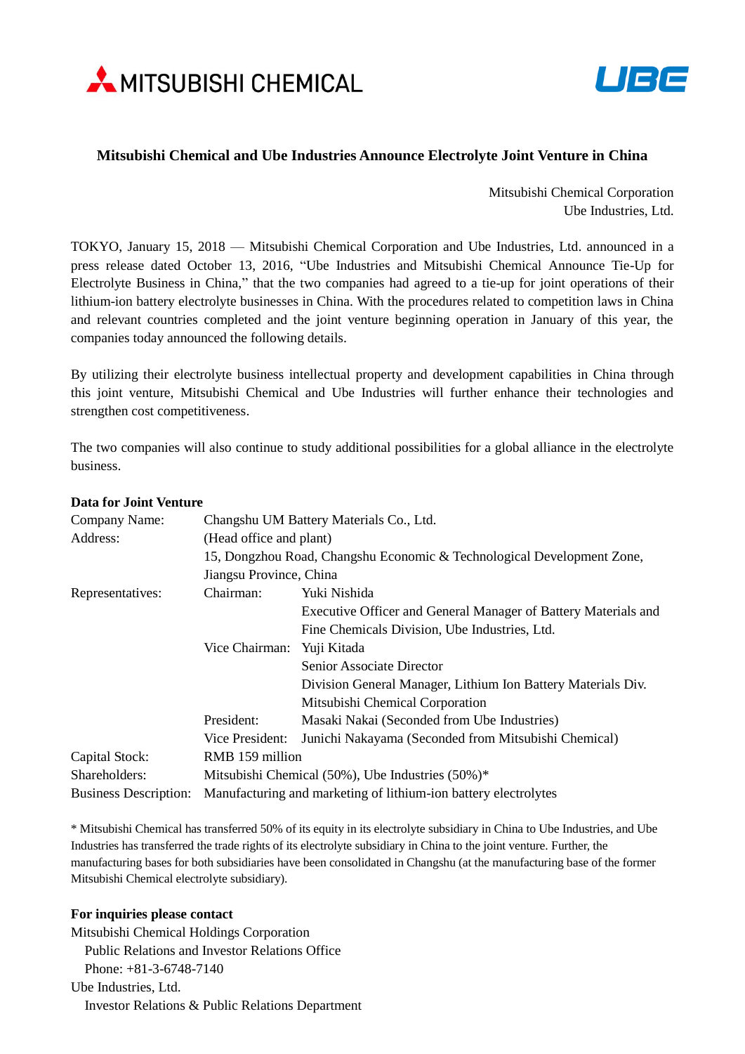MITSUBISHI CHEMICAL

UBE

# Mitsubishi Chemical and Ube Industries Announce Electrolyte Joint Venture in China

Mitsubishi Chemical Corporation
Ube Industries, Ltd.

TOKYO, January 15, 2018 — Mitsubishi Chemical Corporation and Ube Industries, Ltd. announced in a press release dated October 13, 2016, “Ube Industries and Mitsubishi Chemical Announce Tie-Up for Electrolyte Business in China,” that the two companies had agreed to a tie-up for joint operations of their lithium-ion battery electrolyte businesses in China. With the procedures related to competition laws in China and relevant countries completed and the joint venture beginning operation in January of this year, the companies today announced the following details.

By utilizing their electrolyte business intellectual property and development capabilities in China through this joint venture, Mitsubishi Chemical and Ube Industries will further enhance their technologies and strengthen cost competitiveness.

The two companies will also continue to study additional possibilities for a global alliance in the electrolyte business.

**Data for Joint Venture**

| | | |
|---|---|---|
| Company Name: | Changshu UM Battery Materials Co., Ltd. | |
| Address: | (Head office and plant)<br>15, Dongzhou Road, Changshu Economic & Technological Development Zone, Jiangsu Province, China | |
| Representatives: | Chairman: | Yuki Nishida<br>Executive Officer and General Manager of Battery Materials and Fine Chemicals Division, Ube Industries, Ltd. |
| | Vice Chairman: | Yuji Kitada<br>Senior Associate Director<br>Division General Manager, Lithium Ion Battery Materials Div.<br>Mitsubishi Chemical Corporation |
| | President: | Masaki Nakai (Seconded from Ube Industries) |
| | Vice President: | Junichi Nakayama (Seconded from Mitsubishi Chemical) |
| Capital Stock: | RMB 159 million | |
| Shareholders: | Mitsubishi Chemical (50%), Ube Industries (50%)* | |
| Business Description: | Manufacturing and marketing of lithium-ion battery electrolytes | |

\* Mitsubishi Chemical has transferred 50% of its equity in its electrolyte subsidiary in China to Ube Industries, and Ube Industries has transferred the trade rights of its electrolyte subsidiary in China to the joint venture. Further, the manufacturing bases for both subsidiaries have been consolidated in Changshu (at the manufacturing base of the former Mitsubishi Chemical electrolyte subsidiary).

**For inquiries please contact**

Mitsubishi Chemical Holdings Corporation
  Public Relations and Investor Relations Office
  Phone: +81-3-6748-7140

Ube Industries, Ltd.
  Investor Relations & Public Relations Department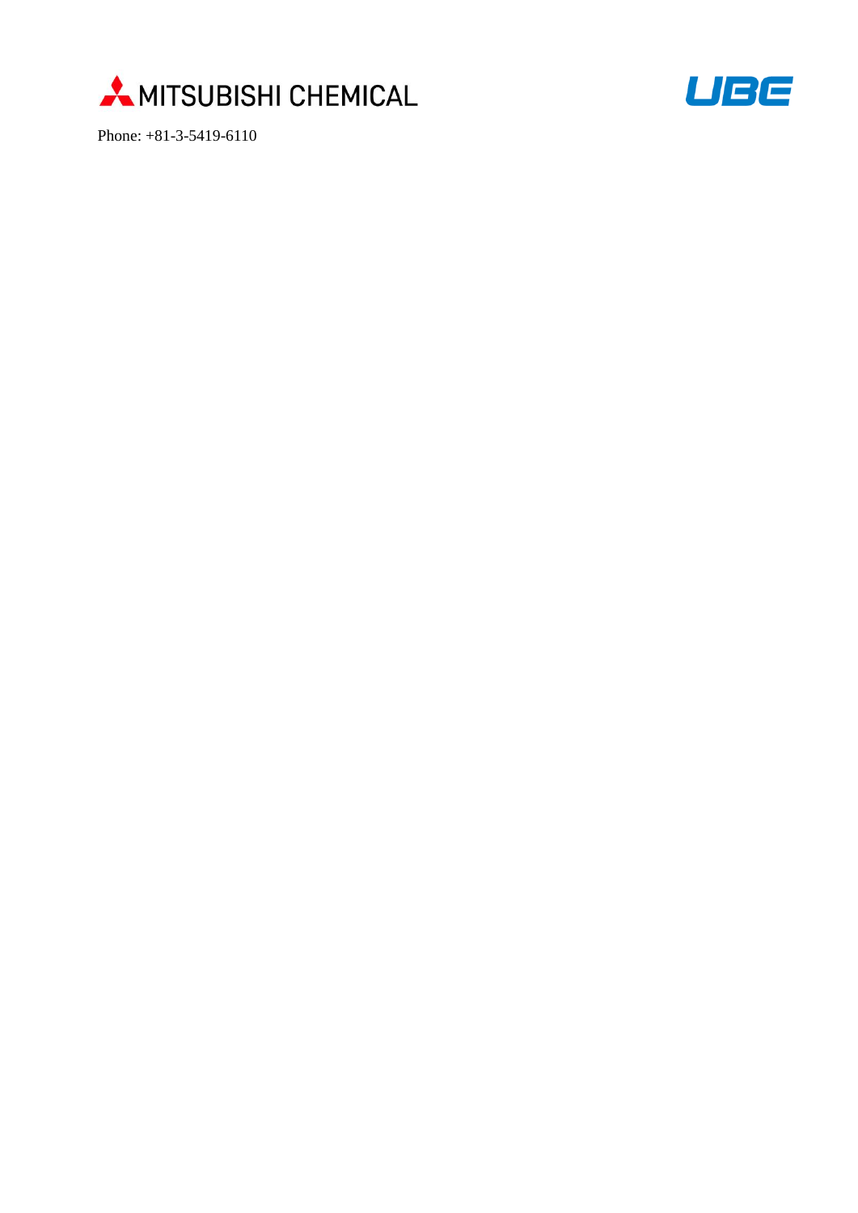MITSUBISHI CHEMICAL

UBE

Phone: +81-3-5419-6110